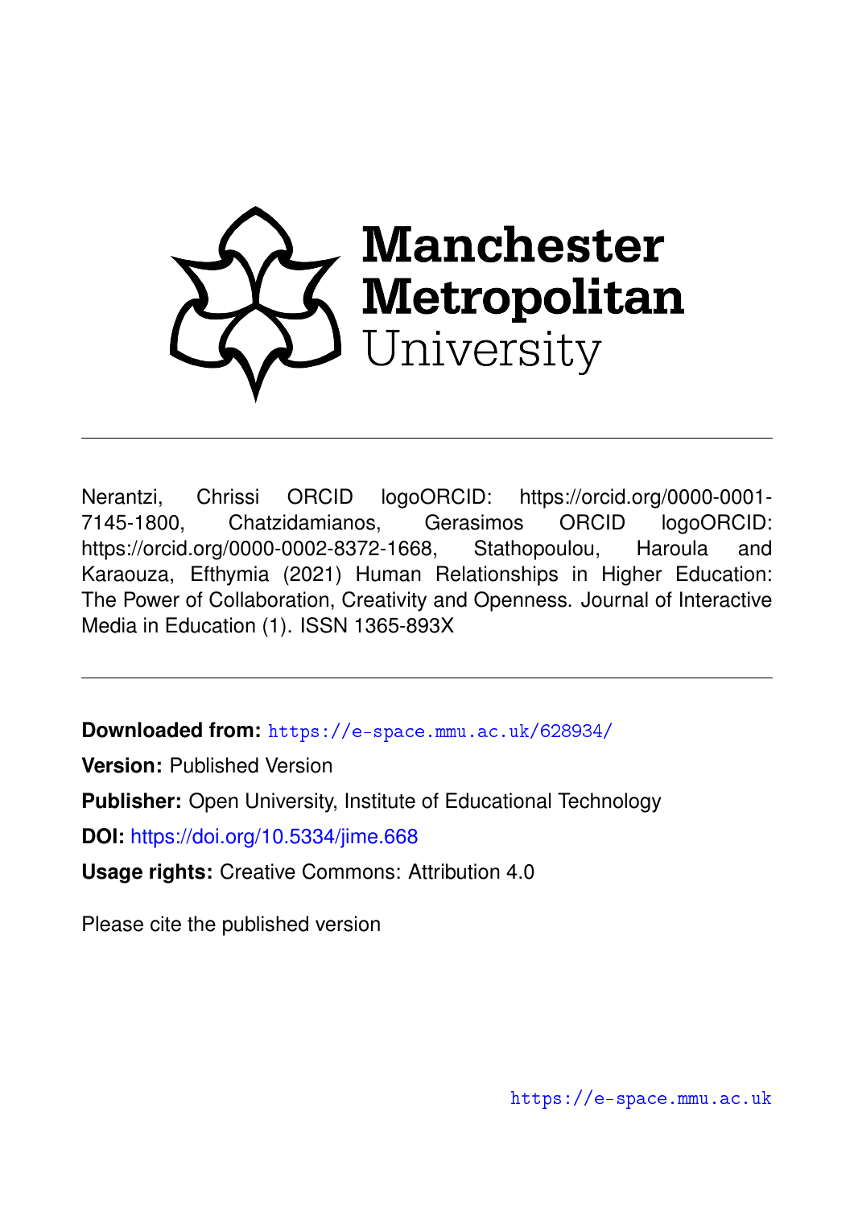Manchester Metropolitan University

---

Nerantzi, Chrissi ORCID logoORCID: https://orcid.org/0000-0001-7145-1800, Chatzidamianos, Gerasimos ORCID logoORCID: https://orcid.org/0000-0002-8372-1668, Stathopoulou, Haroula and Karaouza, Efthymia (2021) Human Relationships in Higher Education: The Power of Collaboration, Creativity and Openness. Journal of Interactive Media in Education (1). ISSN 1365-893X

---

**Downloaded from:** https://e-space.mmu.ac.uk/628934/

**Version:** Published Version

**Publisher:** Open University, Institute of Educational Technology

**DOI:** https://doi.org/10.5334/jime.668

**Usage rights:** Creative Commons: Attribution 4.0

Please cite the published version

https://e-space.mmu.ac.uk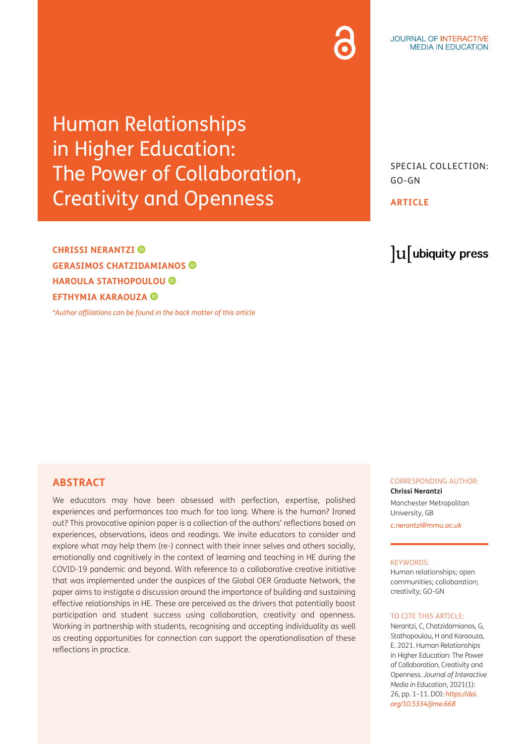# Human Relationships in Higher Education: The Power of Collaboration, Creativity and Openness

SPECIAL COLLECTION: GO-GN

**ARTICLE**

**CHRISSI NERANTZI**

**GERASIMOS CHATZIDAMIANOS**

**HAROULA STATHOPOULOU**

**EFTHYMIA KARAOUZA**

*\*Author affiliations can be found in the back matter of this article*

## ABSTRACT

We educators may have been obsessed with perfection, expertise, polished experiences and performances too much for too long. Where is the human? Ironed out? This provocative opinion paper is a collection of the authors' reflections based on experiences, observations, ideas and readings. We invite educators to consider and explore what may help them (re-) connect with their inner selves and others socially, emotionally and cognitively in the context of learning and teaching in HE during the COVID-19 pandemic and beyond. With reference to a collaborative creative initiative that was implemented under the auspices of the Global OER Graduate Network, the paper aims to instigate a discussion around the importance of building and sustaining effective relationships in HE. These are perceived as the drivers that potentially boost participation and student success using collaboration, creativity and openness. Working in partnership with students, recognising and accepting individuality as well as creating opportunities for connection can support the operationalisation of these reflections in practice.

CORRESPONDING AUTHOR:

**Chrissi Nerantzi**

Manchester Metropolitan University, GB

*c.nerantzi@mmu.ac.uk*

KEYWORDS:

Human relationships; open communities; collaboration; creativity; GO-GN

TO CITE THIS ARTICLE:

Nerantzi, C, Chatzidamianos, G, Stathopoulou, H and Karaouza, E. 2021. Human Relationships in Higher Education: The Power of Collaboration, Creativity and Openness. *Journal of Interactive Media in Education*, 2021(1): 26, pp. 1–11. DOI: *https://doi.org/10.5334/jime.668*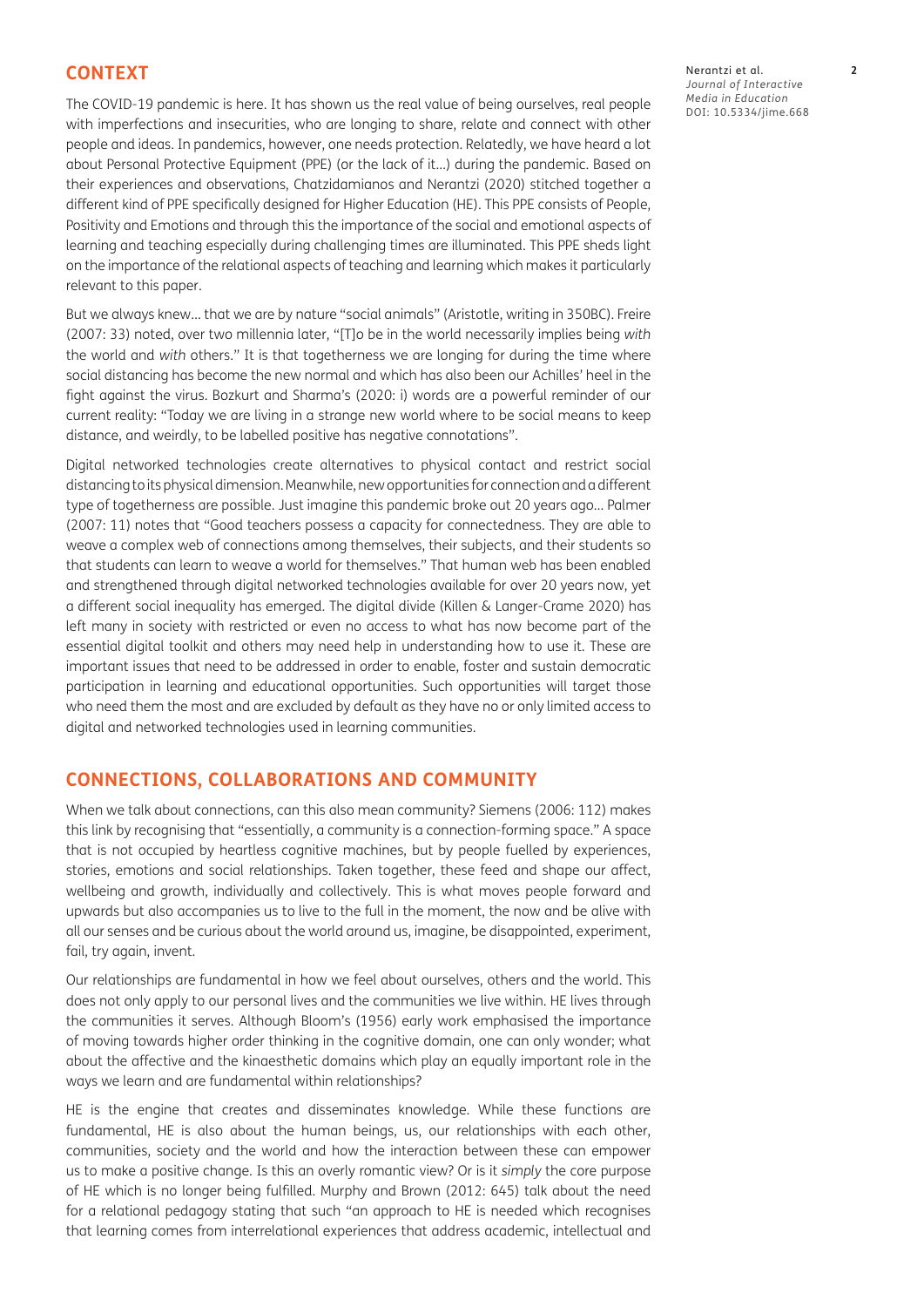## CONTEXT

The COVID-19 pandemic is here. It has shown us the real value of being ourselves, real people with imperfections and insecurities, who are longing to share, relate and connect with other people and ideas. In pandemics, however, one needs protection. Relatedly, we have heard a lot about Personal Protective Equipment (PPE) (or the lack of it…) during the pandemic. Based on their experiences and observations, Chatzidamianos and Nerantzi (2020) stitched together a different kind of PPE specifically designed for Higher Education (HE). This PPE consists of People, Positivity and Emotions and through this the importance of the social and emotional aspects of learning and teaching especially during challenging times are illuminated. This PPE sheds light on the importance of the relational aspects of teaching and learning which makes it particularly relevant to this paper.

But we always knew… that we are by nature "social animals" (Aristotle, writing in 350BC). Freire (2007: 33) noted, over two millennia later, "[T]o be in the world necessarily implies being *with* the world and *with* others." It is that togetherness we are longing for during the time where social distancing has become the new normal and which has also been our Achilles' heel in the fight against the virus. Bozkurt and Sharma's (2020: i) words are a powerful reminder of our current reality: "Today we are living in a strange new world where to be social means to keep distance, and weirdly, to be labelled positive has negative connotations".

Digital networked technologies create alternatives to physical contact and restrict social distancing to its physical dimension. Meanwhile, new opportunities for connection and a different type of togetherness are possible. Just imagine this pandemic broke out 20 years ago… Palmer (2007: 11) notes that "Good teachers possess a capacity for connectedness. They are able to weave a complex web of connections among themselves, their subjects, and their students so that students can learn to weave a world for themselves." That human web has been enabled and strengthened through digital networked technologies available for over 20 years now, yet a different social inequality has emerged. The digital divide (Killen & Langer-Crame 2020) has left many in society with restricted or even no access to what has now become part of the essential digital toolkit and others may need help in understanding how to use it. These are important issues that need to be addressed in order to enable, foster and sustain democratic participation in learning and educational opportunities. Such opportunities will target those who need them the most and are excluded by default as they have no or only limited access to digital and networked technologies used in learning communities.

## CONNECTIONS, COLLABORATIONS AND COMMUNITY

When we talk about connections, can this also mean community? Siemens (2006: 112) makes this link by recognising that "essentially, a community is a connection-forming space." A space that is not occupied by heartless cognitive machines, but by people fuelled by experiences, stories, emotions and social relationships. Taken together, these feed and shape our affect, wellbeing and growth, individually and collectively. This is what moves people forward and upwards but also accompanies us to live to the full in the moment, the now and be alive with all our senses and be curious about the world around us, imagine, be disappointed, experiment, fail, try again, invent.

Our relationships are fundamental in how we feel about ourselves, others and the world. This does not only apply to our personal lives and the communities we live within. HE lives through the communities it serves. Although Bloom's (1956) early work emphasised the importance of moving towards higher order thinking in the cognitive domain, one can only wonder; what about the affective and the kinaesthetic domains which play an equally important role in the ways we learn and are fundamental within relationships?

HE is the engine that creates and disseminates knowledge. While these functions are fundamental, HE is also about the human beings, us, our relationships with each other, communities, society and the world and how the interaction between these can empower us to make a positive change. Is this an overly romantic view? Or is it *simply* the core purpose of HE which is no longer being fulfilled. Murphy and Brown (2012: 645) talk about the need for a relational pedagogy stating that such "an approach to HE is needed which recognises that learning comes from interrelational experiences that address academic, intellectual and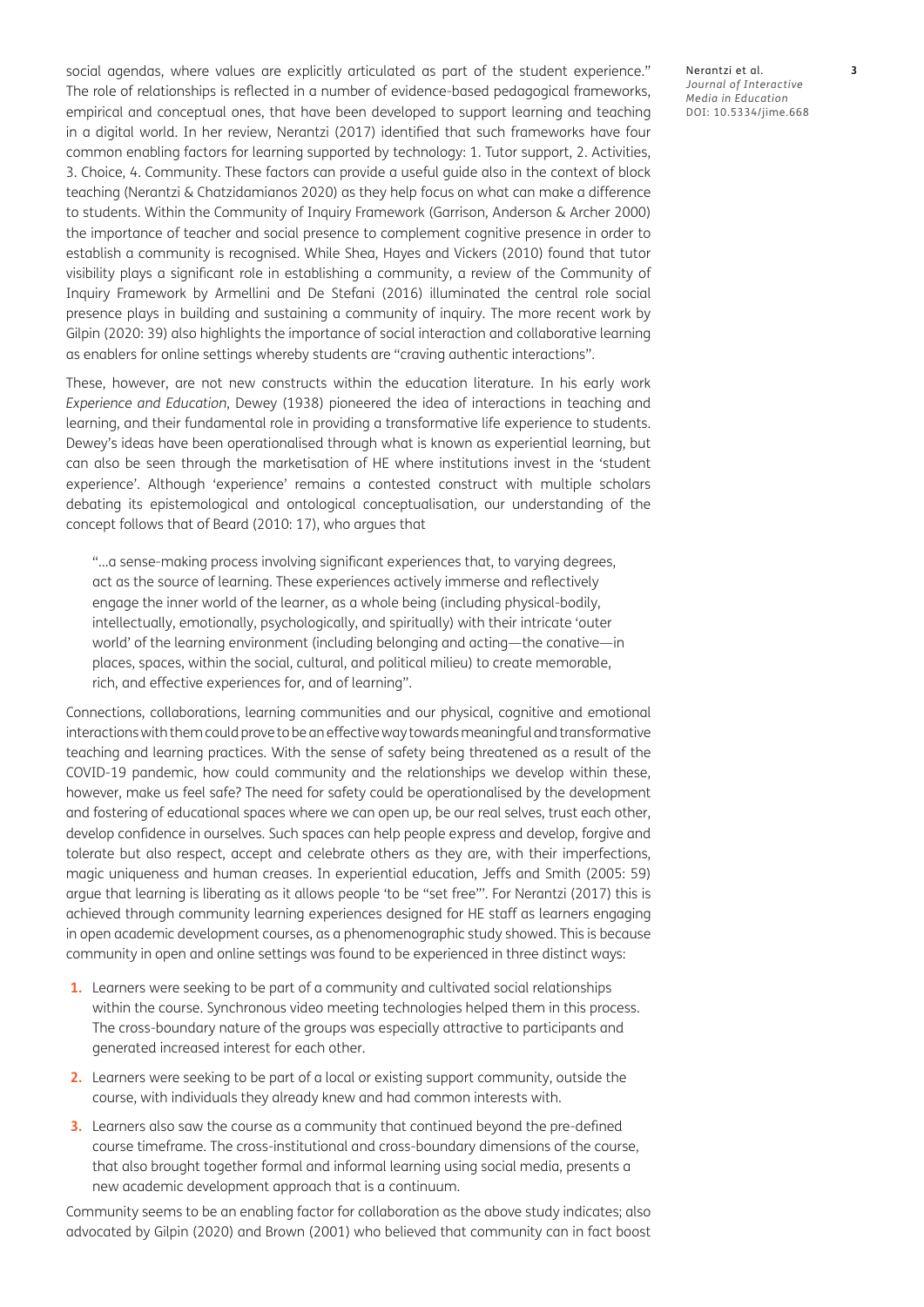social agendas, where values are explicitly articulated as part of the student experience." The role of relationships is reflected in a number of evidence-based pedagogical frameworks, empirical and conceptual ones, that have been developed to support learning and teaching in a digital world. In her review, Nerantzi (2017) identified that such frameworks have four common enabling factors for learning supported by technology: 1. Tutor support, 2. Activities, 3. Choice, 4. Community. These factors can provide a useful guide also in the context of block teaching (Nerantzi & Chatzidamianos 2020) as they help focus on what can make a difference to students. Within the Community of Inquiry Framework (Garrison, Anderson & Archer 2000) the importance of teacher and social presence to complement cognitive presence in order to establish a community is recognised. While Shea, Hayes and Vickers (2010) found that tutor visibility plays a significant role in establishing a community, a review of the Community of Inquiry Framework by Armellini and De Stefani (2016) illuminated the central role social presence plays in building and sustaining a community of inquiry. The more recent work by Gilpin (2020: 39) also highlights the importance of social interaction and collaborative learning as enablers for online settings whereby students are "craving authentic interactions".

These, however, are not new constructs within the education literature. In his early work *Experience and Education*, Dewey (1938) pioneered the idea of interactions in teaching and learning, and their fundamental role in providing a transformative life experience to students. Dewey's ideas have been operationalised through what is known as experiential learning, but can also be seen through the marketisation of HE where institutions invest in the 'student experience'. Although 'experience' remains a contested construct with multiple scholars debating its epistemological and ontological conceptualisation, our understanding of the concept follows that of Beard (2010: 17), who argues that

> "…a sense-making process involving significant experiences that, to varying degrees, act as the source of learning. These experiences actively immerse and reflectively engage the inner world of the learner, as a whole being (including physical-bodily, intellectually, emotionally, psychologically, and spiritually) with their intricate 'outer world' of the learning environment (including belonging and acting—the conative—in places, spaces, within the social, cultural, and political milieu) to create memorable, rich, and effective experiences for, and of learning".

Connections, collaborations, learning communities and our physical, cognitive and emotional interactions with them could prove to be an effective way towards meaningful and transformative teaching and learning practices. With the sense of safety being threatened as a result of the COVID-19 pandemic, how could community and the relationships we develop within these, however, make us feel safe? The need for safety could be operationalised by the development and fostering of educational spaces where we can open up, be our real selves, trust each other, develop confidence in ourselves. Such spaces can help people express and develop, forgive and tolerate but also respect, accept and celebrate others as they are, with their imperfections, magic uniqueness and human creases. In experiential education, Jeffs and Smith (2005: 59) argue that learning is liberating as it allows people 'to be "set free"'. For Nerantzi (2017) this is achieved through community learning experiences designed for HE staff as learners engaging in open academic development courses, as a phenomenographic study showed. This is because community in open and online settings was found to be experienced in three distinct ways:

1. Learners were seeking to be part of a community and cultivated social relationships within the course. Synchronous video meeting technologies helped them in this process. The cross-boundary nature of the groups was especially attractive to participants and generated increased interest for each other.
2. Learners were seeking to be part of a local or existing support community, outside the course, with individuals they already knew and had common interests with.
3. Learners also saw the course as a community that continued beyond the pre-defined course timeframe. The cross-institutional and cross-boundary dimensions of the course, that also brought together formal and informal learning using social media, presents a new academic development approach that is a continuum.

Community seems to be an enabling factor for collaboration as the above study indicates; also advocated by Gilpin (2020) and Brown (2001) who believed that community can in fact boost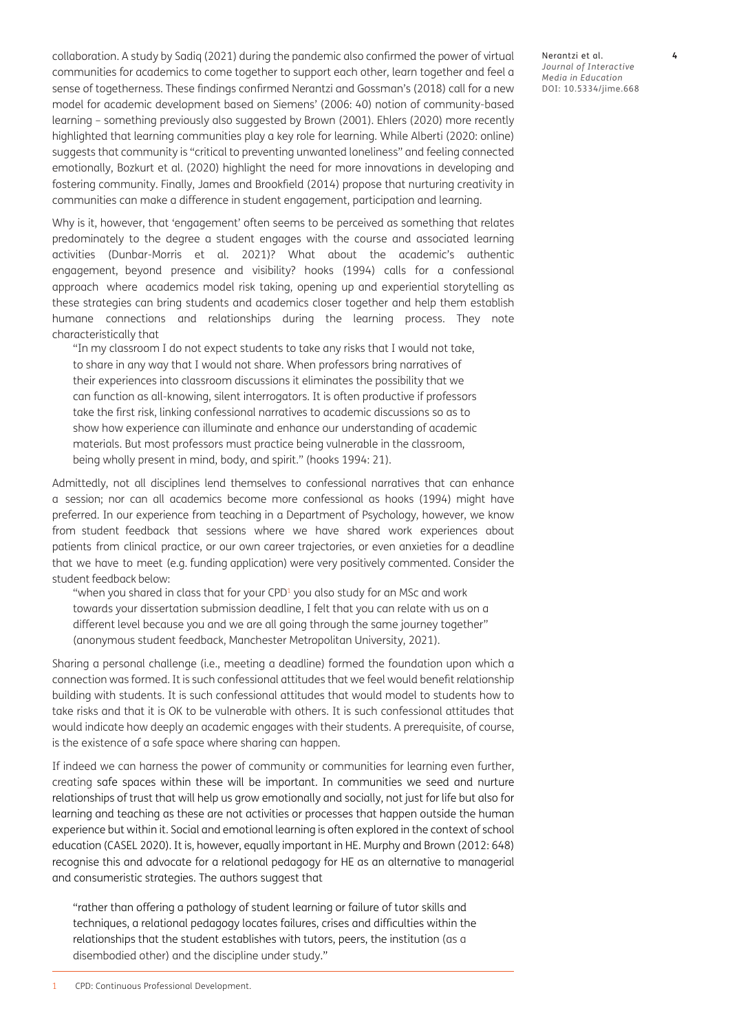collaboration. A study by Sadiq (2021) during the pandemic also confirmed the power of virtual communities for academics to come together to support each other, learn together and feel a sense of togetherness. These findings confirmed Nerantzi and Gossman's (2018) call for a new model for academic development based on Siemens' (2006: 40) notion of community-based learning – something previously also suggested by Brown (2001). Ehlers (2020) more recently highlighted that learning communities play a key role for learning. While Alberti (2020: online) suggests that community is "critical to preventing unwanted loneliness" and feeling connected emotionally, Bozkurt et al. (2020) highlight the need for more innovations in developing and fostering community. Finally, James and Brookfield (2014) propose that nurturing creativity in communities can make a difference in student engagement, participation and learning.

Why is it, however, that 'engagement' often seems to be perceived as something that relates predominately to the degree a student engages with the course and associated learning activities (Dunbar-Morris et al. 2021)? What about the academic's authentic engagement, beyond presence and visibility? hooks (1994) calls for a confessional approach where academics model risk taking, opening up and experiential storytelling as these strategies can bring students and academics closer together and help them establish humane connections and relationships during the learning process. They note characteristically that

> "In my classroom I do not expect students to take any risks that I would not take, to share in any way that I would not share. When professors bring narratives of their experiences into classroom discussions it eliminates the possibility that we can function as all-knowing, silent interrogators. It is often productive if professors take the first risk, linking confessional narratives to academic discussions so as to show how experience can illuminate and enhance our understanding of academic materials. But most professors must practice being vulnerable in the classroom, being wholly present in mind, body, and spirit." (hooks 1994: 21).

Admittedly, not all disciplines lend themselves to confessional narratives that can enhance a session; nor can all academics become more confessional as hooks (1994) might have preferred. In our experience from teaching in a Department of Psychology, however, we know from student feedback that sessions where we have shared work experiences about patients from clinical practice, or our own career trajectories, or even anxieties for a deadline that we have to meet (e.g. funding application) were very positively commented. Consider the student feedback below:

> "when you shared in class that for your CPD[1] you also study for an MSc and work towards your dissertation submission deadline, I felt that you can relate with us on a different level because you and we are all going through the same journey together" (anonymous student feedback, Manchester Metropolitan University, 2021).

Sharing a personal challenge (i.e., meeting a deadline) formed the foundation upon which a connection was formed. It is such confessional attitudes that we feel would benefit relationship building with students. It is such confessional attitudes that would model to students how to take risks and that it is OK to be vulnerable with others. It is such confessional attitudes that would indicate how deeply an academic engages with their students. A prerequisite, of course, is the existence of a safe space where sharing can happen.

If indeed we can harness the power of community or communities for learning even further, creating safe spaces within these will be important. In communities we seed and nurture relationships of trust that will help us grow emotionally and socially, not just for life but also for learning and teaching as these are not activities or processes that happen outside the human experience but within it. Social and emotional learning is often explored in the context of school education (CASEL 2020). It is, however, equally important in HE. Murphy and Brown (2012: 648) recognise this and advocate for a relational pedagogy for HE as an alternative to managerial and consumeristic strategies. The authors suggest that

> "rather than offering a pathology of student learning or failure of tutor skills and techniques, a relational pedagogy locates failures, crises and difficulties within the relationships that the student establishes with tutors, peers, the institution (as a disembodied other) and the discipline under study."

---

[1] CPD: Continuous Professional Development.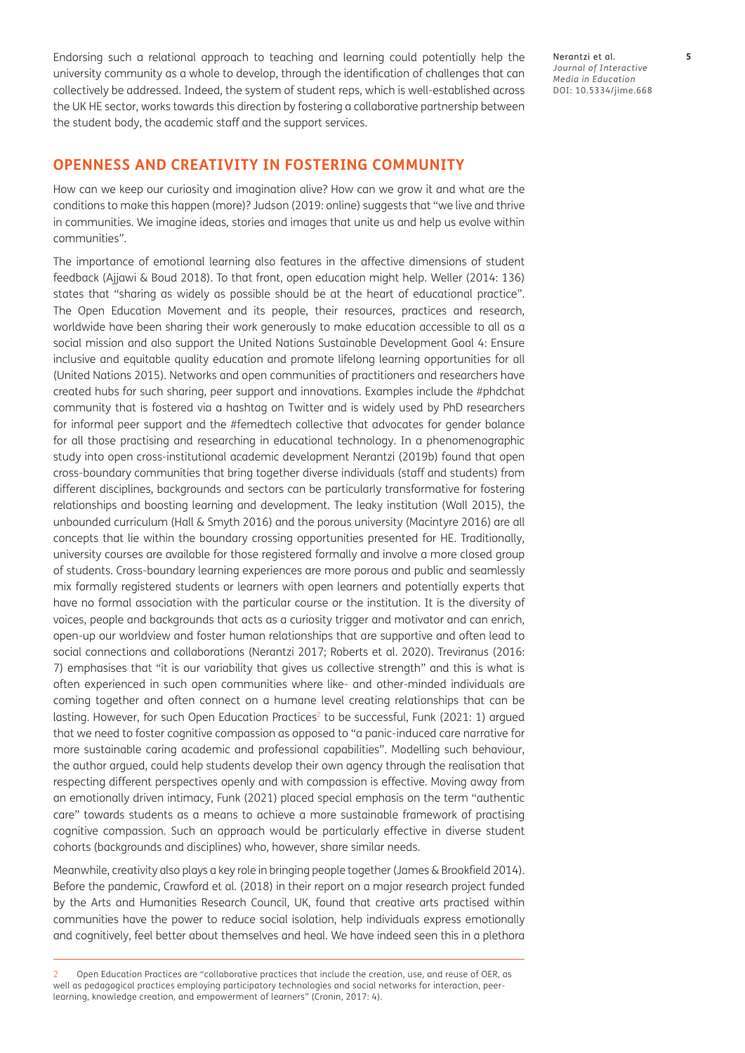Endorsing such a relational approach to teaching and learning could potentially help the university community as a whole to develop, through the identification of challenges that can collectively be addressed. Indeed, the system of student reps, which is well-established across the UK HE sector, works towards this direction by fostering a collaborative partnership between the student body, the academic staff and the support services.

## OPENNESS AND CREATIVITY IN FOSTERING COMMUNITY

How can we keep our curiosity and imagination alive? How can we grow it and what are the conditions to make this happen (more)? Judson (2019: online) suggests that "we live and thrive in communities. We imagine ideas, stories and images that unite us and help us evolve within communities".

The importance of emotional learning also features in the affective dimensions of student feedback (Ajjawi & Boud 2018). To that front, open education might help. Weller (2014: 136) states that "sharing as widely as possible should be at the heart of educational practice". The Open Education Movement and its people, their resources, practices and research, worldwide have been sharing their work generously to make education accessible to all as a social mission and also support the United Nations Sustainable Development Goal 4: Ensure inclusive and equitable quality education and promote lifelong learning opportunities for all (United Nations 2015). Networks and open communities of practitioners and researchers have created hubs for such sharing, peer support and innovations. Examples include the #phdchat community that is fostered via a hashtag on Twitter and is widely used by PhD researchers for informal peer support and the #femedtech collective that advocates for gender balance for all those practising and researching in educational technology. In a phenomenographic study into open cross-institutional academic development Nerantzi (2019b) found that open cross-boundary communities that bring together diverse individuals (staff and students) from different disciplines, backgrounds and sectors can be particularly transformative for fostering relationships and boosting learning and development. The leaky institution (Wall 2015), the unbounded curriculum (Hall & Smyth 2016) and the porous university (Macintyre 2016) are all concepts that lie within the boundary crossing opportunities presented for HE. Traditionally, university courses are available for those registered formally and involve a more closed group of students. Cross-boundary learning experiences are more porous and public and seamlessly mix formally registered students or learners with open learners and potentially experts that have no formal association with the particular course or the institution. It is the diversity of voices, people and backgrounds that acts as a curiosity trigger and motivator and can enrich, open-up our worldview and foster human relationships that are supportive and often lead to social connections and collaborations (Nerantzi 2017; Roberts et al. 2020). Treviranus (2016: 7) emphasises that "it is our variability that gives us collective strength" and this is what is often experienced in such open communities where like- and other-minded individuals are coming together and often connect on a humane level creating relationships that can be lasting. However, for such Open Education Practices[2] to be successful, Funk (2021: 1) argued that we need to foster cognitive compassion as opposed to "a panic-induced care narrative for more sustainable caring academic and professional capabilities". Modelling such behaviour, the author argued, could help students develop their own agency through the realisation that respecting different perspectives openly and with compassion is effective. Moving away from an emotionally driven intimacy, Funk (2021) placed special emphasis on the term "authentic care" towards students as a means to achieve a more sustainable framework of practising cognitive compassion. Such an approach would be particularly effective in diverse student cohorts (backgrounds and disciplines) who, however, share similar needs.

Meanwhile, creativity also plays a key role in bringing people together (James & Brookfield 2014). Before the pandemic, Crawford et al. (2018) in their report on a major research project funded by the Arts and Humanities Research Council, UK, found that creative arts practised within communities have the power to reduce social isolation, help individuals express emotionally and cognitively, feel better about themselves and heal. We have indeed seen this in a plethora

2 Open Education Practices are "collaborative practices that include the creation, use, and reuse of OER, as well as pedagogical practices employing participatory technologies and social networks for interaction, peer-learning, knowledge creation, and empowerment of learners" (Cronin, 2017: 4).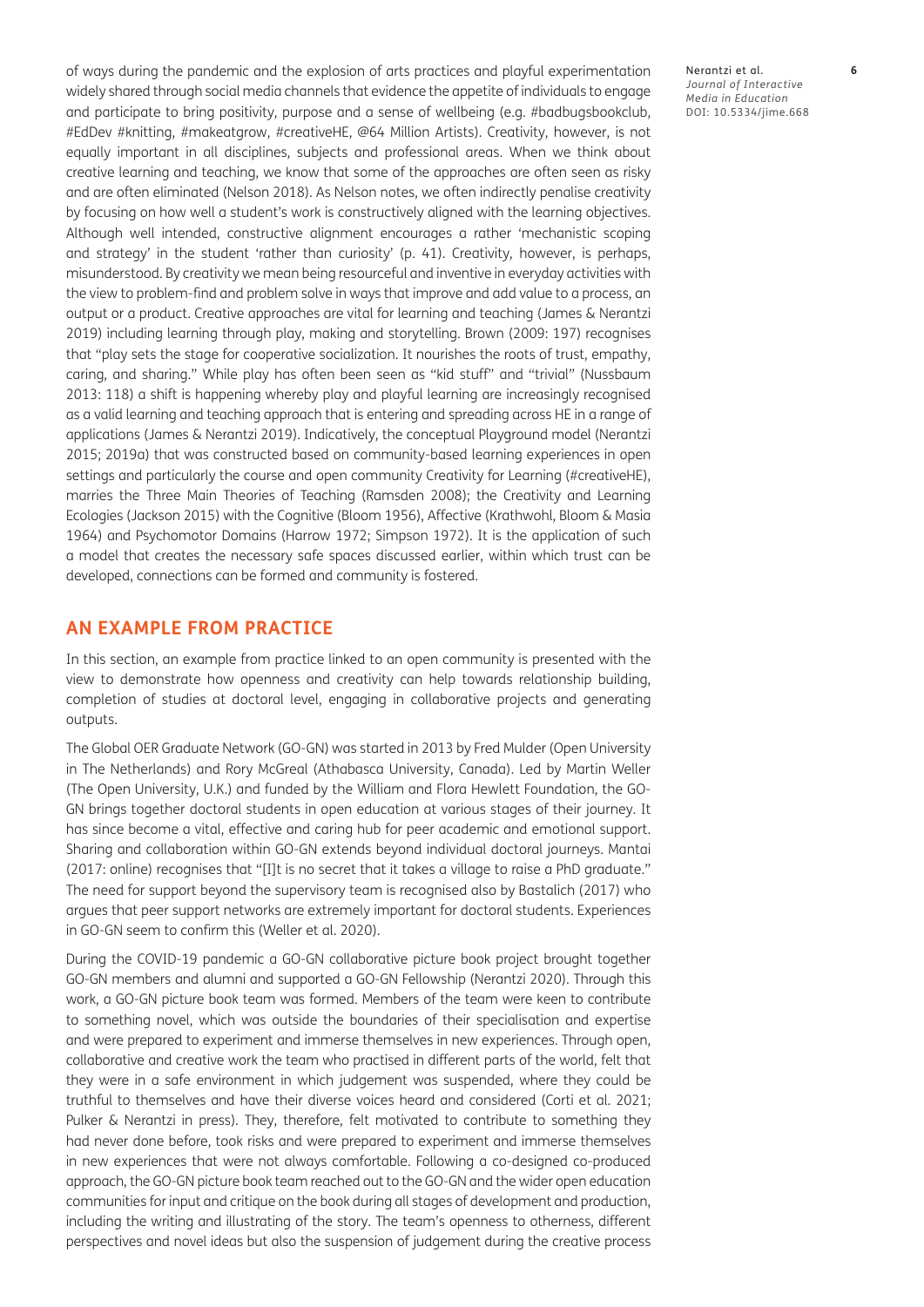of ways during the pandemic and the explosion of arts practices and playful experimentation widely shared through social media channels that evidence the appetite of individuals to engage and participate to bring positivity, purpose and a sense of wellbeing (e.g. #badbugsbookclub, #EdDev #knitting, #makeatgrow, #creativeHE, @64 Million Artists). Creativity, however, is not equally important in all disciplines, subjects and professional areas. When we think about creative learning and teaching, we know that some of the approaches are often seen as risky and are often eliminated (Nelson 2018). As Nelson notes, we often indirectly penalise creativity by focusing on how well a student's work is constructively aligned with the learning objectives. Although well intended, constructive alignment encourages a rather 'mechanistic scoping and strategy' in the student 'rather than curiosity' (p. 41). Creativity, however, is perhaps, misunderstood. By creativity we mean being resourceful and inventive in everyday activities with the view to problem-find and problem solve in ways that improve and add value to a process, an output or a product. Creative approaches are vital for learning and teaching (James & Nerantzi 2019) including learning through play, making and storytelling. Brown (2009: 197) recognises that "play sets the stage for cooperative socialization. It nourishes the roots of trust, empathy, caring, and sharing." While play has often been seen as "kid stuff" and "trivial" (Nussbaum 2013: 118) a shift is happening whereby play and playful learning are increasingly recognised as a valid learning and teaching approach that is entering and spreading across HE in a range of applications (James & Nerantzi 2019). Indicatively, the conceptual Playground model (Nerantzi 2015; 2019a) that was constructed based on community-based learning experiences in open settings and particularly the course and open community Creativity for Learning (#creativeHE), marries the Three Main Theories of Teaching (Ramsden 2008); the Creativity and Learning Ecologies (Jackson 2015) with the Cognitive (Bloom 1956), Affective (Krathwohl, Bloom & Masia 1964) and Psychomotor Domains (Harrow 1972; Simpson 1972). It is the application of such a model that creates the necessary safe spaces discussed earlier, within which trust can be developed, connections can be formed and community is fostered.

## AN EXAMPLE FROM PRACTICE

In this section, an example from practice linked to an open community is presented with the view to demonstrate how openness and creativity can help towards relationship building, completion of studies at doctoral level, engaging in collaborative projects and generating outputs.

The Global OER Graduate Network (GO-GN) was started in 2013 by Fred Mulder (Open University in The Netherlands) and Rory McGreal (Athabasca University, Canada). Led by Martin Weller (The Open University, U.K.) and funded by the William and Flora Hewlett Foundation, the GO-GN brings together doctoral students in open education at various stages of their journey. It has since become a vital, effective and caring hub for peer academic and emotional support. Sharing and collaboration within GO-GN extends beyond individual doctoral journeys. Mantai (2017: online) recognises that "[I]t is no secret that it takes a village to raise a PhD graduate." The need for support beyond the supervisory team is recognised also by Bastalich (2017) who argues that peer support networks are extremely important for doctoral students. Experiences in GO-GN seem to confirm this (Weller et al. 2020).

During the COVID-19 pandemic a GO-GN collaborative picture book project brought together GO-GN members and alumni and supported a GO-GN Fellowship (Nerantzi 2020). Through this work, a GO-GN picture book team was formed. Members of the team were keen to contribute to something novel, which was outside the boundaries of their specialisation and expertise and were prepared to experiment and immerse themselves in new experiences. Through open, collaborative and creative work the team who practised in different parts of the world, felt that they were in a safe environment in which judgement was suspended, where they could be truthful to themselves and have their diverse voices heard and considered (Corti et al. 2021; Pulker & Nerantzi in press). They, therefore, felt motivated to contribute to something they had never done before, took risks and were prepared to experiment and immerse themselves in new experiences that were not always comfortable. Following a co-designed co-produced approach, the GO-GN picture book team reached out to the GO-GN and the wider open education communities for input and critique on the book during all stages of development and production, including the writing and illustrating of the story. The team's openness to otherness, different perspectives and novel ideas but also the suspension of judgement during the creative process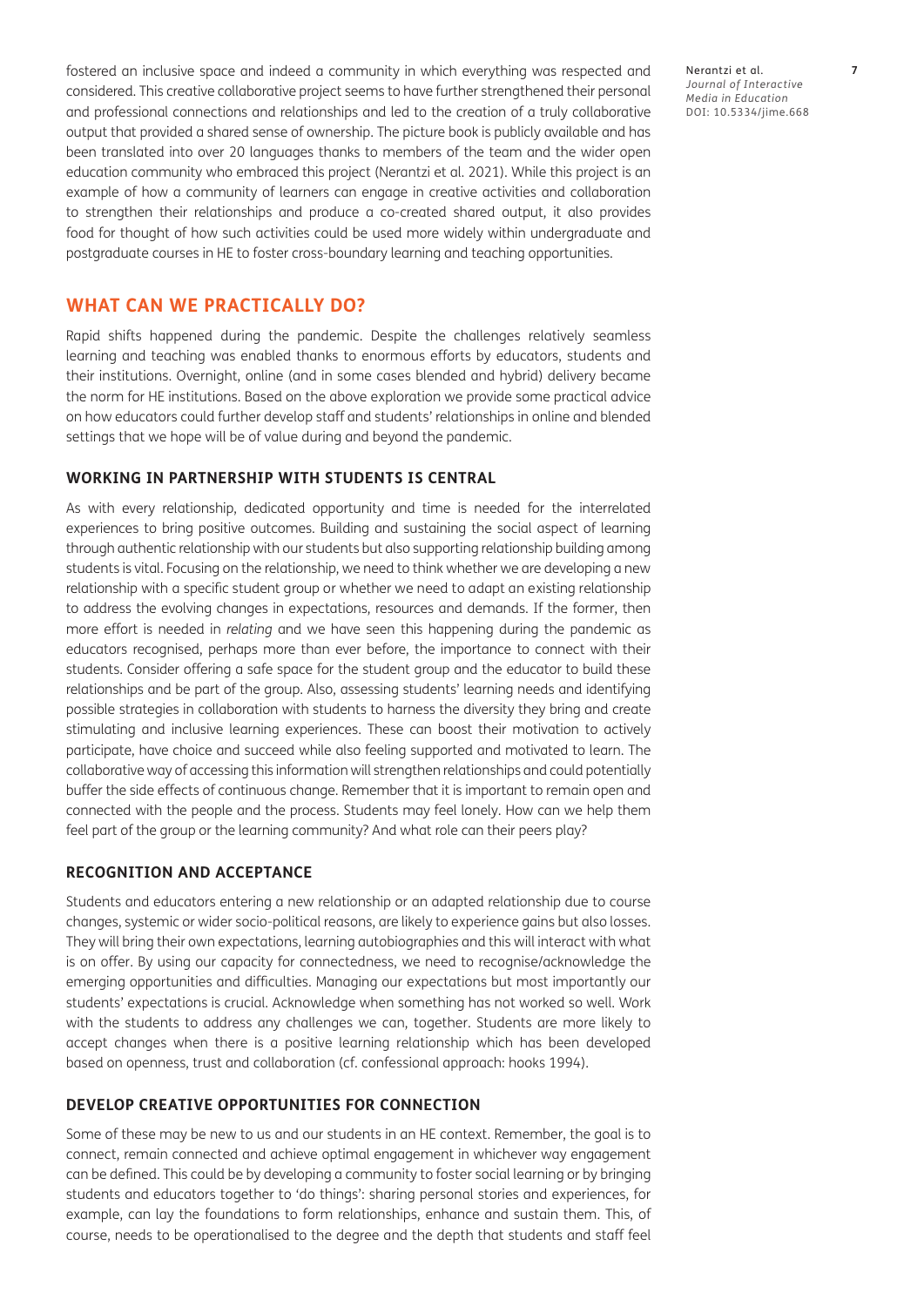fostered an inclusive space and indeed a community in which everything was respected and considered. This creative collaborative project seems to have further strengthened their personal and professional connections and relationships and led to the creation of a truly collaborative output that provided a shared sense of ownership. The picture book is publicly available and has been translated into over 20 languages thanks to members of the team and the wider open education community who embraced this project (Nerantzi et al. 2021). While this project is an example of how a community of learners can engage in creative activities and collaboration to strengthen their relationships and produce a co-created shared output, it also provides food for thought of how such activities could be used more widely within undergraduate and postgraduate courses in HE to foster cross-boundary learning and teaching opportunities.

## WHAT CAN WE PRACTICALLY DO?

Rapid shifts happened during the pandemic. Despite the challenges relatively seamless learning and teaching was enabled thanks to enormous efforts by educators, students and their institutions. Overnight, online (and in some cases blended and hybrid) delivery became the norm for HE institutions. Based on the above exploration we provide some practical advice on how educators could further develop staff and students' relationships in online and blended settings that we hope will be of value during and beyond the pandemic.

### WORKING IN PARTNERSHIP WITH STUDENTS IS CENTRAL

As with every relationship, dedicated opportunity and time is needed for the interrelated experiences to bring positive outcomes. Building and sustaining the social aspect of learning through authentic relationship with our students but also supporting relationship building among students is vital. Focusing on the relationship, we need to think whether we are developing a new relationship with a specific student group or whether we need to adapt an existing relationship to address the evolving changes in expectations, resources and demands. If the former, then more effort is needed in *relating* and we have seen this happening during the pandemic as educators recognised, perhaps more than ever before, the importance to connect with their students. Consider offering a safe space for the student group and the educator to build these relationships and be part of the group. Also, assessing students' learning needs and identifying possible strategies in collaboration with students to harness the diversity they bring and create stimulating and inclusive learning experiences. These can boost their motivation to actively participate, have choice and succeed while also feeling supported and motivated to learn. The collaborative way of accessing this information will strengthen relationships and could potentially buffer the side effects of continuous change. Remember that it is important to remain open and connected with the people and the process. Students may feel lonely. How can we help them feel part of the group or the learning community? And what role can their peers play?

### RECOGNITION AND ACCEPTANCE

Students and educators entering a new relationship or an adapted relationship due to course changes, systemic or wider socio-political reasons, are likely to experience gains but also losses. They will bring their own expectations, learning autobiographies and this will interact with what is on offer. By using our capacity for connectedness, we need to recognise/acknowledge the emerging opportunities and difficulties. Managing our expectations but most importantly our students' expectations is crucial. Acknowledge when something has not worked so well. Work with the students to address any challenges we can, together. Students are more likely to accept changes when there is a positive learning relationship which has been developed based on openness, trust and collaboration (cf. confessional approach: hooks 1994).

### DEVELOP CREATIVE OPPORTUNITIES FOR CONNECTION

Some of these may be new to us and our students in an HE context. Remember, the goal is to connect, remain connected and achieve optimal engagement in whichever way engagement can be defined. This could be by developing a community to foster social learning or by bringing students and educators together to 'do things': sharing personal stories and experiences, for example, can lay the foundations to form relationships, enhance and sustain them. This, of course, needs to be operationalised to the degree and the depth that students and staff feel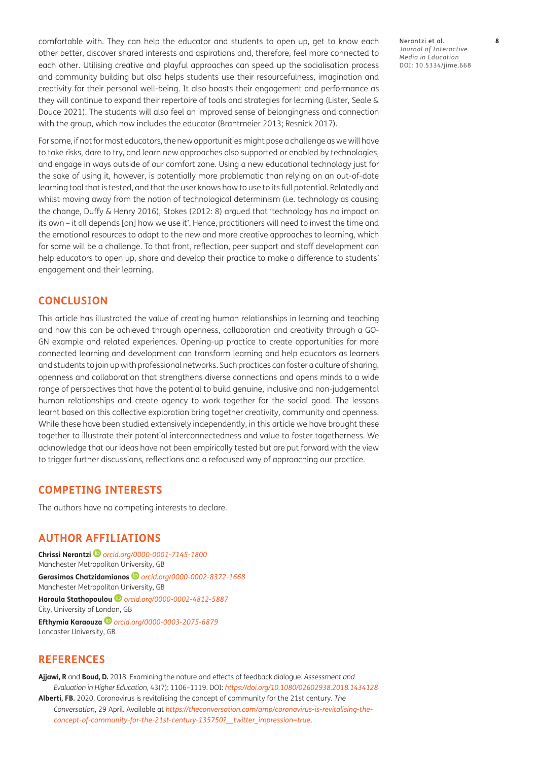comfortable with. They can help the educator and students to open up, get to know each other better, discover shared interests and aspirations and, therefore, feel more connected to each other. Utilising creative and playful approaches can speed up the socialisation process and community building but also helps students use their resourcefulness, imagination and creativity for their personal well-being. It also boosts their engagement and performance as they will continue to expand their repertoire of tools and strategies for learning (Lister, Seale & Douce 2021). The students will also feel an improved sense of belongingness and connection with the group, which now includes the educator (Brantmeier 2013; Resnick 2017).

For some, if not for most educators, the new opportunities might pose a challenge as we will have to take risks, dare to try, and learn new approaches also supported or enabled by technologies, and engage in ways outside of our comfort zone. Using a new educational technology just for the sake of using it, however, is potentially more problematic than relying on an out-of-date learning tool that is tested, and that the user knows how to use to its full potential. Relatedly and whilst moving away from the notion of technological determinism (i.e. technology as causing the change, Duffy & Henry 2016), Stokes (2012: 8) argued that 'technology has no impact on its own – it all depends [on] how we use it'. Hence, practitioners will need to invest the time and the emotional resources to adapt to the new and more creative approaches to learning, which for some will be a challenge. To that front, reflection, peer support and staff development can help educators to open up, share and develop their practice to make a difference to students' engagement and their learning.

## CONCLUSION

This article has illustrated the value of creating human relationships in learning and teaching and how this can be achieved through openness, collaboration and creativity through a GO-GN example and related experiences. Opening-up practice to create opportunities for more connected learning and development can transform learning and help educators as learners and students to join up with professional networks. Such practices can foster a culture of sharing, openness and collaboration that strengthens diverse connections and opens minds to a wide range of perspectives that have the potential to build genuine, inclusive and non-judgemental human relationships and create agency to work together for the social good. The lessons learnt based on this collective exploration bring together creativity, community and openness. While these have been studied extensively independently, in this article we have brought these together to illustrate their potential interconnectedness and value to foster togetherness. We acknowledge that our ideas have not been empirically tested but are put forward with the view to trigger further discussions, reflections and a refocused way of approaching our practice.

## COMPETING INTERESTS

The authors have no competing interests to declare.

## AUTHOR AFFILIATIONS

**Chrissi Nerantzi** *orcid.org/0000-0001-7145-1800*
Manchester Metropolitan University, GB

**Gerasimos Chatzidamianos** *orcid.org/0000-0002-8372-1668*
Manchester Metropolitan University, GB

**Haroula Stathopoulou** *orcid.org/0000-0002-4812-5887*
City, University of London, GB

**Efthymia Karaouza** *orcid.org/0000-0003-2075-6879*
Lancaster University, GB

## REFERENCES

**Ajjawi, R** and **Boud, D.** 2018. Examining the nature and effects of feedback dialogue. *Assessment and Evaluation in Higher Education*, 43(7): 1106–1119. DOI: *https://doi.org/10.1080/02602938.2018.1434128*

**Alberti, FB.** 2020. Coronavirus is revitalising the concept of community for the 21st century. *The Conversation*, 29 April. Available at *https://theconversation.com/amp/coronavirus-is-revitalising-the-concept-of-community-for-the-21st-century-135750?__twitter_impression=true*.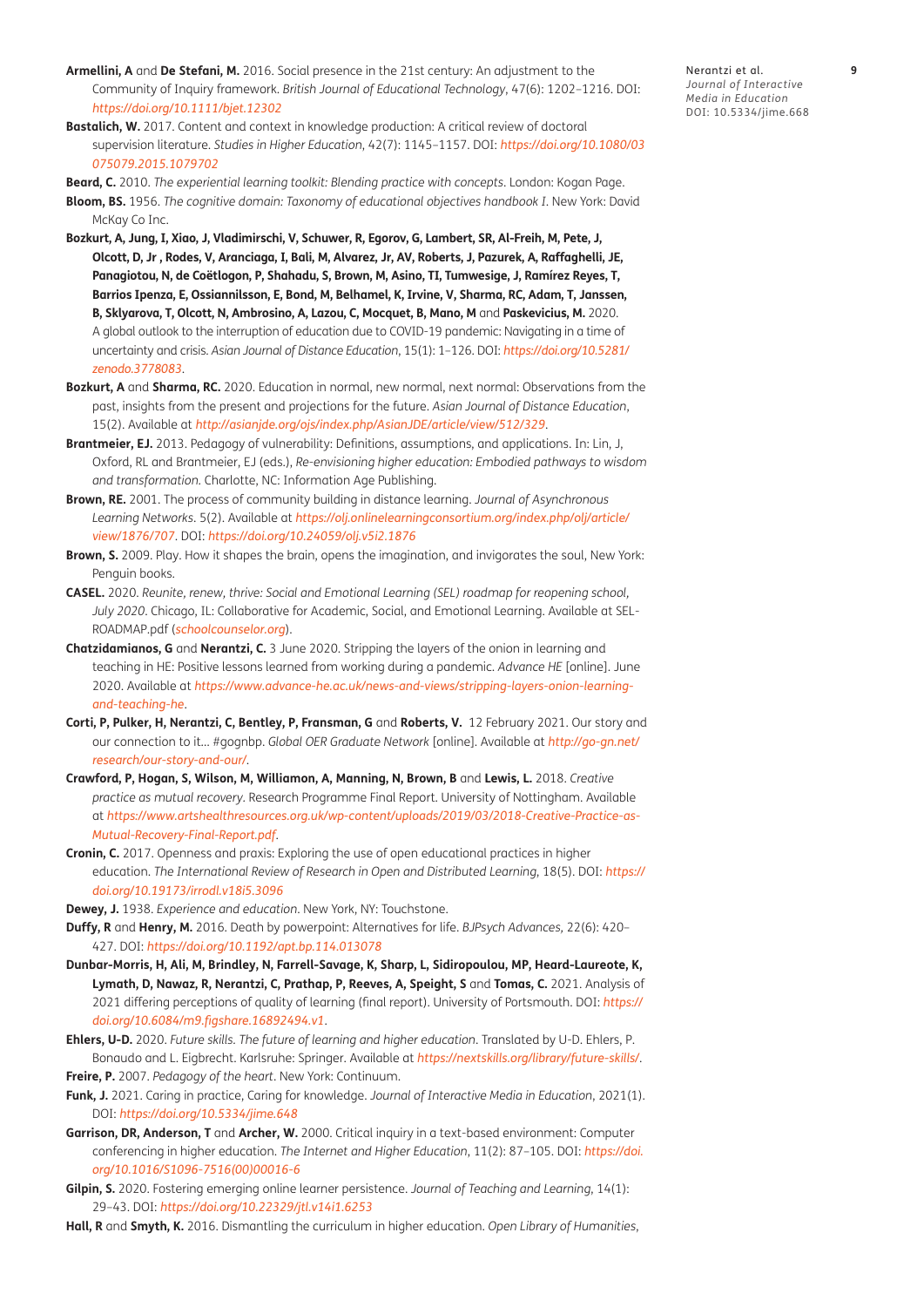**Armellini, A** and **De Stefani, M.** 2016. Social presence in the 21st century: An adjustment to the Community of Inquiry framework. *British Journal of Educational Technology*, 47(6): 1202–1216. DOI: *https://doi.org/10.1111/bjet.12302*

**Bastalich, W.** 2017. Content and context in knowledge production: A critical review of doctoral supervision literature. *Studies in Higher Education*, 42(7): 1145–1157. DOI: *https://doi.org/10.1080/03075079.2015.1079702*

**Beard, C.** 2010. *The experiential learning toolkit: Blending practice with concepts*. London: Kogan Page.

**Bloom, BS.** 1956. *The cognitive domain: Taxonomy of educational objectives handbook I*. New York: David McKay Co Inc.

**Bozkurt, A, Jung, I, Xiao, J, Vladimirschi, V, Schuwer, R, Egorov, G, Lambert, SR, Al-Freih, M, Pete, J, Olcott, D, Jr , Rodes, V, Aranciaga, I, Bali, M, Alvarez, Jr, AV, Roberts, J, Pazurek, A, Raffaghelli, JE, Panagiotou, N, de Coëtlogon, P, Shahadu, S, Brown, M, Asino, TI, Tumwesige, J, Ramírez Reyes, T, Barrios Ipenza, E, Ossiannilsson, E, Bond, M, Belhamel, K, Irvine, V, Sharma, RC, Adam, T, Janssen, B, Sklyarova, T, Olcott, N, Ambrosino, A, Lazou, C, Mocquet, B, Mano, M** and **Paskevicius, M.** 2020. A global outlook to the interruption of education due to COVID-19 pandemic: Navigating in a time of uncertainty and crisis. *Asian Journal of Distance Education*, 15(1): 1–126. DOI: *https://doi.org/10.5281/zenodo.3778083*.

**Bozkurt, A** and **Sharma, RC.** 2020. Education in normal, new normal, next normal: Observations from the past, insights from the present and projections for the future. *Asian Journal of Distance Education*, 15(2). Available at *http://asianjde.org/ojs/index.php/AsianJDE/article/view/512/329*.

**Brantmeier, EJ.** 2013. Pedagogy of vulnerability: Definitions, assumptions, and applications. In: Lin, J, Oxford, RL and Brantmeier, EJ (eds.), *Re-envisioning higher education: Embodied pathways to wisdom and transformation.* Charlotte, NC: Information Age Publishing.

**Brown, RE.** 2001. The process of community building in distance learning. *Journal of Asynchronous Learning Networks*. 5(2). Available at *https://olj.onlinelearningconsortium.org/index.php/olj/article/view/1876/707*. DOI: *https://doi.org/10.24059/olj.v5i2.1876*

**Brown, S.** 2009. Play. How it shapes the brain, opens the imagination, and invigorates the soul, New York: Penguin books.

**CASEL.** 2020. *Reunite, renew, thrive: Social and Emotional Learning (SEL) roadmap for reopening school, July 2020*. Chicago, IL: Collaborative for Academic, Social, and Emotional Learning. Available at SEL-ROADMAP.pdf (*schoolcounselor.org*).

**Chatzidamianos, G** and **Nerantzi, C.** 3 June 2020. Stripping the layers of the onion in learning and teaching in HE: Positive lessons learned from working during a pandemic. *Advance HE* [online]. June 2020. Available at *https://www.advance-he.ac.uk/news-and-views/stripping-layers-onion-learning-and-teaching-he*.

**Corti, P, Pulker, H, Nerantzi, C, Bentley, P, Fransman, G** and **Roberts, V.** 12 February 2021. Our story and our connection to it… #gognbp. *Global OER Graduate Network* [online]. Available at *http://go-gn.net/research/our-story-and-our/*.

**Crawford, P, Hogan, S, Wilson, M, Williamon, A, Manning, N, Brown, B** and **Lewis, L.** 2018. *Creative practice as mutual recovery*. Research Programme Final Report. University of Nottingham. Available at *https://www.artshealthresources.org.uk/wp-content/uploads/2019/03/2018-Creative-Practice-as-Mutual-Recovery-Final-Report.pdf*.

**Cronin, C.** 2017. Openness and praxis: Exploring the use of open educational practices in higher education. *The International Review of Research in Open and Distributed Learning*, 18(5). DOI: *https://doi.org/10.19173/irrodl.v18i5.3096*

**Dewey, J.** 1938. *Experience and education*. New York, NY: Touchstone.

**Duffy, R** and **Henry, M.** 2016. Death by powerpoint: Alternatives for life. *BJPsych Advances*, 22(6): 420–427. DOI: *https://doi.org/10.1192/apt.bp.114.013078*

**Dunbar-Morris, H, Ali, M, Brindley, N, Farrell-Savage, K, Sharp, L, Sidiropoulou, MP, Heard-Laureote, K, Lymath, D, Nawaz, R, Nerantzi, C, Prathap, P, Reeves, A, Speight, S** and **Tomas, C.** 2021. Analysis of 2021 differing perceptions of quality of learning (final report). University of Portsmouth. DOI: *https://doi.org/10.6084/m9.figshare.16892494.v1*.

**Ehlers, U-D.** 2020. *Future skills. The future of learning and higher education*. Translated by U-D. Ehlers, P. Bonaudo and L. Eigbrecht. Karlsruhe: Springer. Available at *https://nextskills.org/library/future-skills/*.

**Freire, P.** 2007. *Pedagogy of the heart*. New York: Continuum.

**Funk, J.** 2021. Caring in practice, Caring for knowledge. *Journal of Interactive Media in Education*, 2021(1). DOI: *https://doi.org/10.5334/jime.648*

**Garrison, DR, Anderson, T** and **Archer, W.** 2000. Critical inquiry in a text-based environment: Computer conferencing in higher education. *The Internet and Higher Education*, 11(2): 87–105. DOI: *https://doi.org/10.1016/S1096-7516(00)00016-6*

**Gilpin, S.** 2020. Fostering emerging online learner persistence. *Journal of Teaching and Learning*, 14(1): 29–43. DOI: *https://doi.org/10.22329/jtl.v14i1.6253*

**Hall, R** and **Smyth, K.** 2016. Dismantling the curriculum in higher education. *Open Library of Humanities*,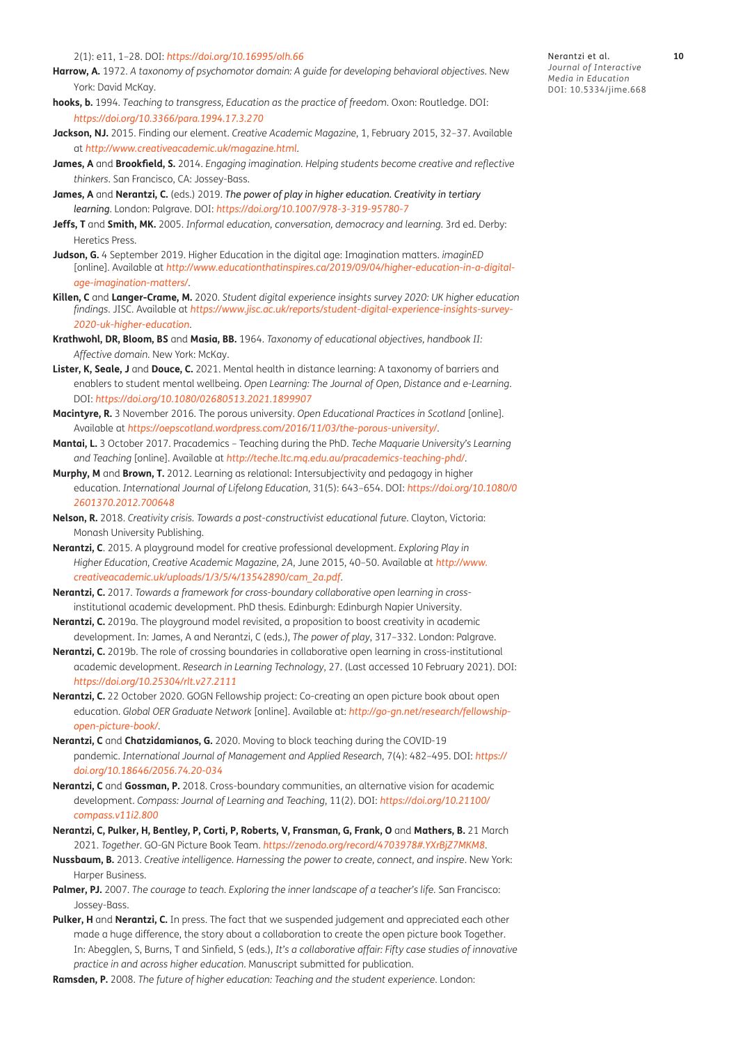2(1): e11, 1–28. DOI: *https://doi.org/10.16995/olh.66*

**Harrow, A.** 1972. *A taxonomy of psychomotor domain: A guide for developing behavioral objectives*. New York: David McKay.

**hooks, b.** 1994. *Teaching to transgress, Education as the practice of freedom*. Oxon: Routledge. DOI: *https://doi.org/10.3366/para.1994.17.3.270*

**Jackson, NJ.** 2015. Finding our element. *Creative Academic Magazine*, 1, February 2015, 32–37. Available at *http://www.creativeacademic.uk/magazine.html*.

**James, A** and **Brookfield, S.** 2014. *Engaging imagination. Helping students become creative and reflective thinkers*. San Francisco, CA: Jossey-Bass.

**James, A** and **Nerantzi, C.** (eds.) 2019. *The power of play in higher education. Creativity in tertiary learning*. London: Palgrave. DOI: *https://doi.org/10.1007/978-3-319-95780-7*

**Jeffs, T** and **Smith, MK.** 2005. *Informal education, conversation, democracy and learning.* 3rd ed. Derby: Heretics Press.

**Judson, G.** 4 September 2019. Higher Education in the digital age: Imagination matters. *imaginED* [online]. Available at *http://www.educationthatinspires.ca/2019/09/04/higher-education-in-a-digital-age-imagination-matters/*.

**Killen, C** and **Langer-Crame, M.** 2020. *Student digital experience insights survey 2020: UK higher education findings*. JISC. Available at *https://www.jisc.ac.uk/reports/student-digital-experience-insights-survey-2020-uk-higher-education*.

**Krathwohl, DR, Bloom, BS** and **Masia, BB.** 1964. *Taxonomy of educational objectives, handbook II: Affective domain.* New York: McKay.

**Lister, K, Seale, J** and **Douce, C.** 2021. Mental health in distance learning: A taxonomy of barriers and enablers to student mental wellbeing. *Open Learning: The Journal of Open, Distance and e-Learning*. DOI: *https://doi.org/10.1080/02680513.2021.1899907*

**Macintyre, R.** 3 November 2016. The porous university. *Open Educational Practices in Scotland* [online]. Available at *https://oepscotland.wordpress.com/2016/11/03/the-porous-university/*.

**Mantai, L.** 3 October 2017. Pracademics – Teaching during the PhD. *Teche Maquarie University's Learning and Teaching* [online]. Available at *http://teche.ltc.mq.edu.au/pracademics-teaching-phd/*.

**Murphy, M** and **Brown, T.** 2012. Learning as relational: Intersubjectivity and pedagogy in higher education. *International Journal of Lifelong Education*, 31(5): 643–654. DOI: *https://doi.org/10.1080/02601370.2012.700648*

**Nelson, R.** 2018. *Creativity crisis. Towards a post-constructivist educational future*. Clayton, Victoria: Monash University Publishing.

**Nerantzi, C**. 2015. A playground model for creative professional development. *Exploring Play in Higher Education, Creative Academic Magazine, 2A*, June 2015, 40–50. Available at *http://www.creativeacademic.uk/uploads/1/3/5/4/13542890/cam_2a.pdf*.

**Nerantzi, C.** 2017. *Towards a framework for cross-boundary collaborative open learning in cross-institutional academic development*. PhD thesis. Edinburgh: Edinburgh Napier University.

**Nerantzi, C.** 2019a. The playground model revisited, a proposition to boost creativity in academic development. In: James, A and Nerantzi, C (eds.), *The power of play*, 317–332. London: Palgrave.

**Nerantzi, C.** 2019b. The role of crossing boundaries in collaborative open learning in cross-institutional academic development. *Research in Learning Technology*, 27. (Last accessed 10 February 2021). DOI: *https://doi.org/10.25304/rlt.v27.2111*

**Nerantzi, C.** 22 October 2020. GOGN Fellowship project: Co-creating an open picture book about open education. *Global OER Graduate Network* [online]. Available at: *http://go-gn.net/research/fellowship-open-picture-book/*.

**Nerantzi, C** and **Chatzidamianos, G.** 2020. Moving to block teaching during the COVID-19 pandemic. *International Journal of Management and Applied Research*, 7(4): 482–495. DOI: *https://doi.org/10.18646/2056.74.20-034*

**Nerantzi, C** and **Gossman, P.** 2018. Cross-boundary communities, an alternative vision for academic development. *Compass: Journal of Learning and Teaching*, 11(2). DOI: *https://doi.org/10.21100/compass.v11i2.800*

**Nerantzi, C, Pulker, H, Bentley, P, Corti, P, Roberts, V, Fransman, G, Frank, O** and **Mathers, B.** 21 March 2021. *Together*. GO-GN Picture Book Team. *https://zenodo.org/record/4703978#.YXrBjZ7MKM8*.

**Nussbaum, B.** 2013. *Creative intelligence. Harnessing the power to create, connect, and inspire*. New York: Harper Business.

**Palmer, PJ.** 2007. *The courage to teach. Exploring the inner landscape of a teacher's life.* San Francisco: Jossey-Bass.

**Pulker, H** and **Nerantzi, C.** In press. The fact that we suspended judgement and appreciated each other made a huge difference, the story about a collaboration to create the open picture book Together. In: Abegglen, S, Burns, T and Sinfield, S (eds.), *It's a collaborative affair: Fifty case studies of innovative practice in and across higher education.* Manuscript submitted for publication.

**Ramsden, P.** 2008. *The future of higher education: Teaching and the student experience*. London: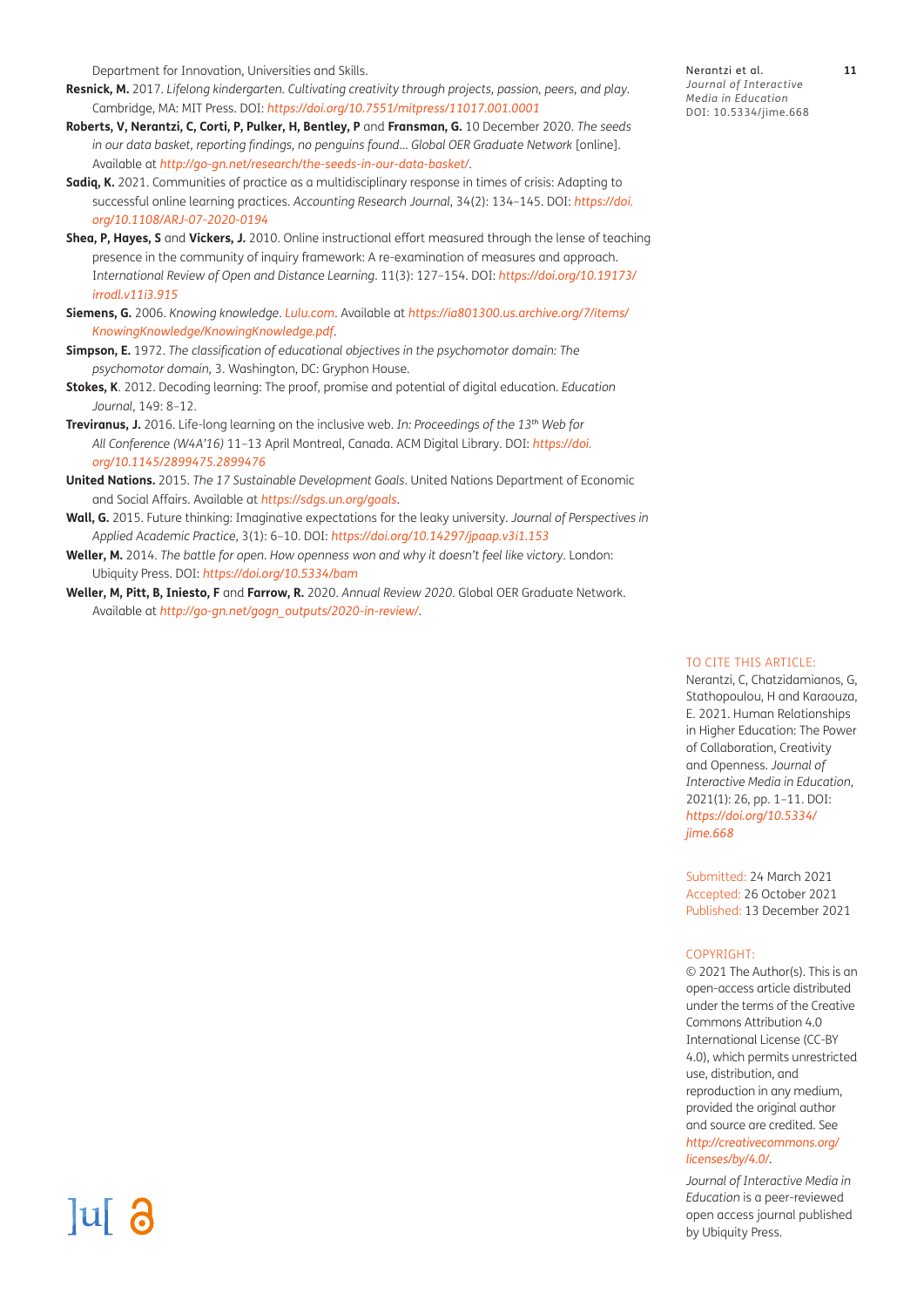Department for Innovation, Universities and Skills.

**Resnick, M.** 2017. *Lifelong kindergarten. Cultivating creativity through projects, passion, peers, and play.* Cambridge, MA: MIT Press. DOI: *https://doi.org/10.7551/mitpress/11017.001.0001*

**Roberts, V, Nerantzi, C, Corti, P, Pulker, H, Bentley, P** and **Fransman, G.** 10 December 2020. *The seeds in our data basket, reporting findings, no penguins found… Global OER Graduate Network* [online]. Available at *http://go-gn.net/research/the-seeds-in-our-data-basket/*.

**Sadiq, K.** 2021. Communities of practice as a multidisciplinary response in times of crisis: Adapting to successful online learning practices. *Accounting Research Journal*, 34(2): 134–145. DOI: *https://doi.org/10.1108/ARJ-07-2020-0194*

**Shea, P, Hayes, S** and **Vickers, J.** 2010. Online instructional effort measured through the lense of teaching presence in the community of inquiry framework: A re-examination of measures and approach. *International Review of Open and Distance Learning*. 11(3): 127–154. DOI: *https://doi.org/10.19173/irrodl.v11i3.915*

**Siemens, G.** 2006. *Knowing knowledge*. *Lulu.com*. Available at *https://ia801300.us.archive.org/7/items/KnowingKnowledge/KnowingKnowledge.pdf*.

**Simpson, E.** 1972. *The classification of educational objectives in the psychomotor domain: The psychomotor domain,* 3. Washington, DC: Gryphon House.

**Stokes, K**. 2012. Decoding learning: The proof, promise and potential of digital education. *Education Journal*, 149: 8–12.

**Treviranus, J.** 2016. Life-long learning on the inclusive web. *In: Proceedings of the 13th Web for All Conference (W4A'16)* 11–13 April Montreal, Canada. ACM Digital Library. DOI: *https://doi.org/10.1145/2899475.2899476*

**United Nations.** 2015. *The 17 Sustainable Development Goals*. United Nations Department of Economic and Social Affairs. Available at *https://sdgs.un.org/goals*.

**Wall, G.** 2015. Future thinking: Imaginative expectations for the leaky university. *Journal of Perspectives in Applied Academic Practice*, 3(1): 6–10. DOI: *https://doi.org/10.14297/jpaap.v3i1.153*

**Weller, M.** 2014. *The battle for open. How openness won and why it doesn't feel like victory*. London: Ubiquity Press. DOI: *https://doi.org/10.5334/bam*

**Weller, M, Pitt, B, Iniesto, F** and **Farrow, R.** 2020. *Annual Review 2020*. Global OER Graduate Network. Available at *http://go-gn.net/gogn_outputs/2020-in-review/*.

TO CITE THIS ARTICLE:

Nerantzi, C, Chatzidamianos, G, Stathopoulou, H and Karaouza, E. 2021. Human Relationships in Higher Education: The Power of Collaboration, Creativity and Openness. *Journal of Interactive Media in Education*, 2021(1): 26, pp. 1–11. DOI: *https://doi.org/10.5334/jime.668*

Submitted: 24 March 2021
Accepted: 26 October 2021
Published: 13 December 2021

COPYRIGHT:

© 2021 The Author(s). This is an open-access article distributed under the terms of the Creative Commons Attribution 4.0 International License (CC-BY 4.0), which permits unrestricted use, distribution, and reproduction in any medium, provided the original author and source are credited. See *http://creativecommons.org/licenses/by/4.0/*.

*Journal of Interactive Media in Education* is a peer-reviewed open access journal published by Ubiquity Press.